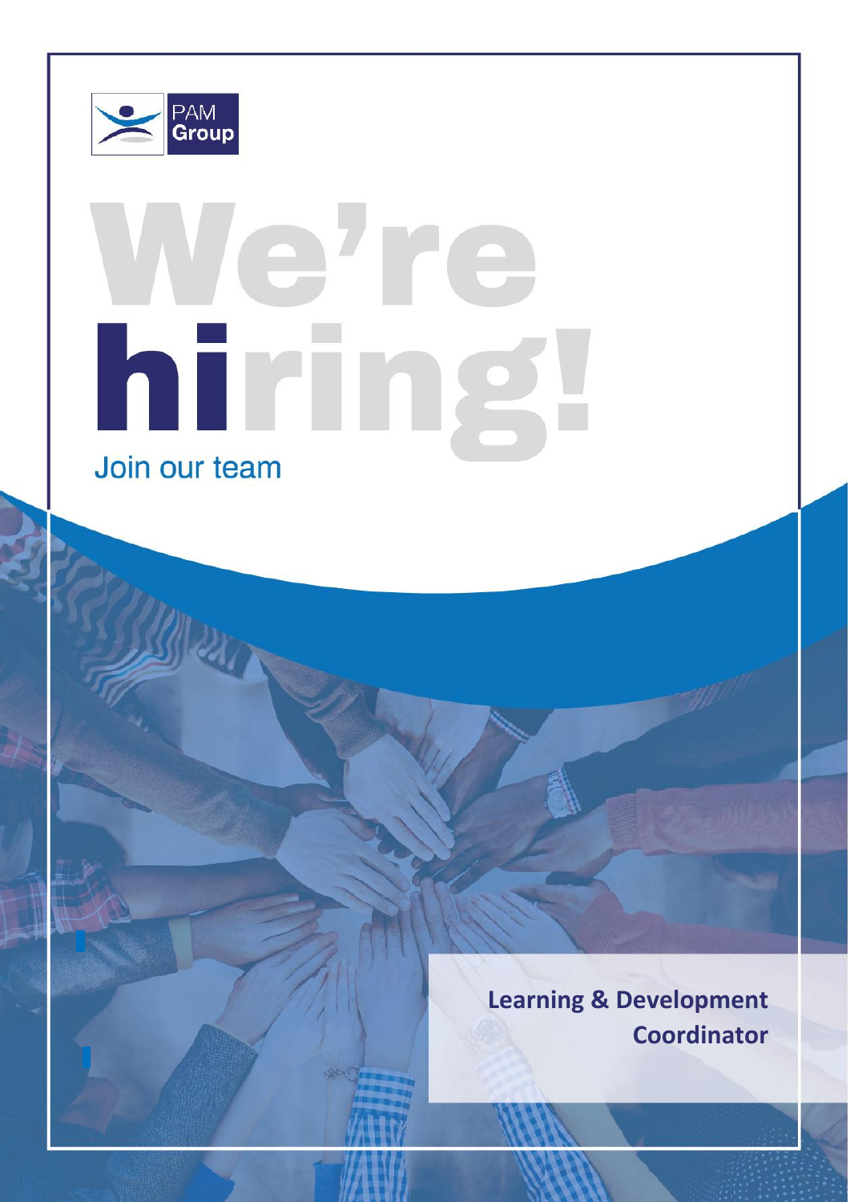PAM Group

# We're hiring!

Join our team

**Learning & Development Coordinator**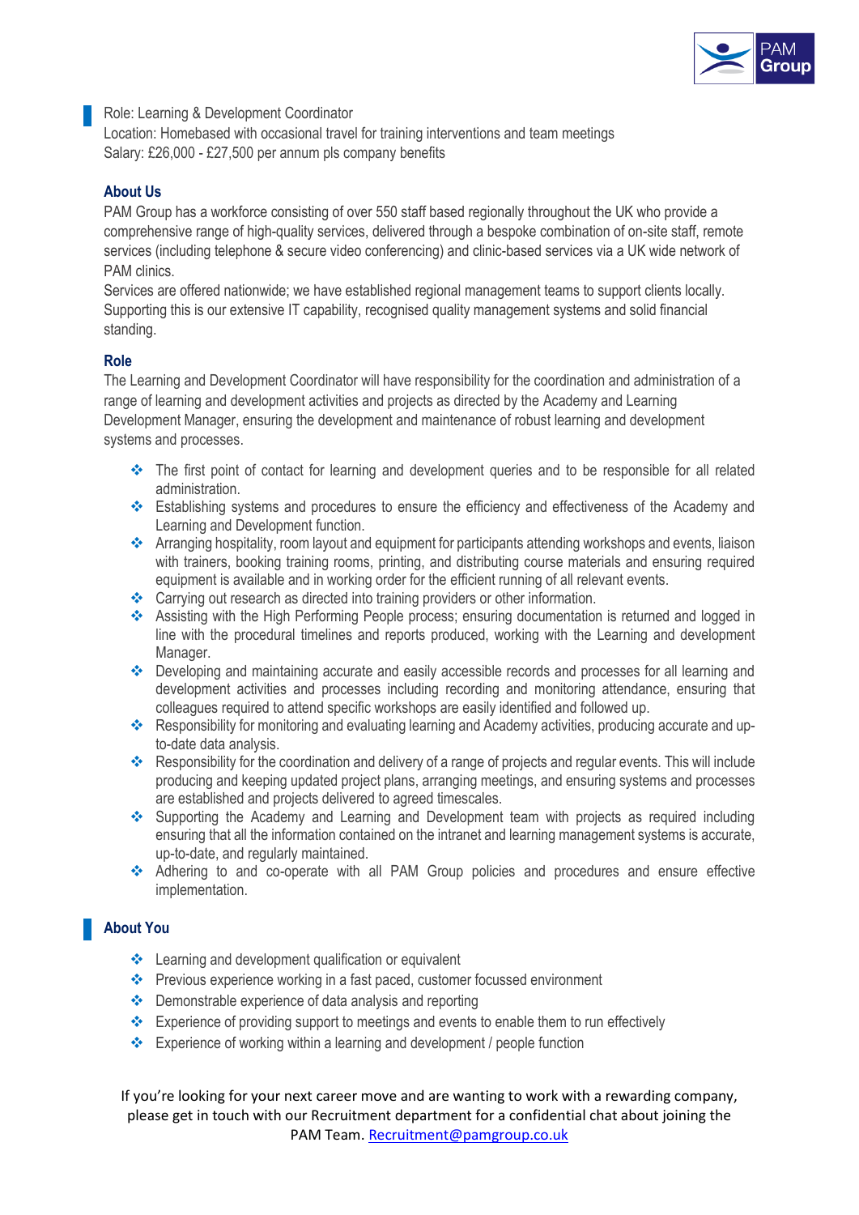Role: Learning & Development Coordinator
Location: Homebased with occasional travel for training interventions and team meetings
Salary: £26,000 - £27,500 per annum pls company benefits

## About Us

PAM Group has a workforce consisting of over 550 staff based regionally throughout the UK who provide a comprehensive range of high-quality services, delivered through a bespoke combination of on-site staff, remote services (including telephone & secure video conferencing) and clinic-based services via a UK wide network of PAM clinics.

Services are offered nationwide; we have established regional management teams to support clients locally. Supporting this is our extensive IT capability, recognised quality management systems and solid financial standing.

## Role

The Learning and Development Coordinator will have responsibility for the coordination and administration of a range of learning and development activities and projects as directed by the Academy and Learning Development Manager, ensuring the development and maintenance of robust learning and development systems and processes.

- The first point of contact for learning and development queries and to be responsible for all related administration.
- Establishing systems and procedures to ensure the efficiency and effectiveness of the Academy and Learning and Development function.
- Arranging hospitality, room layout and equipment for participants attending workshops and events, liaison with trainers, booking training rooms, printing, and distributing course materials and ensuring required equipment is available and in working order for the efficient running of all relevant events.
- Carrying out research as directed into training providers or other information.
- Assisting with the High Performing People process; ensuring documentation is returned and logged in line with the procedural timelines and reports produced, working with the Learning and development Manager.
- Developing and maintaining accurate and easily accessible records and processes for all learning and development activities and processes including recording and monitoring attendance, ensuring that colleagues required to attend specific workshops are easily identified and followed up.
- Responsibility for monitoring and evaluating learning and Academy activities, producing accurate and up-to-date data analysis.
- Responsibility for the coordination and delivery of a range of projects and regular events. This will include producing and keeping updated project plans, arranging meetings, and ensuring systems and processes are established and projects delivered to agreed timescales.
- Supporting the Academy and Learning and Development team with projects as required including ensuring that all the information contained on the intranet and learning management systems is accurate, up-to-date, and regularly maintained.
- Adhering to and co-operate with all PAM Group policies and procedures and ensure effective implementation.

## About You

- Learning and development qualification or equivalent
- Previous experience working in a fast paced, customer focussed environment
- Demonstrable experience of data analysis and reporting
- Experience of providing support to meetings and events to enable them to run effectively
- Experience of working within a learning and development / people function

If you're looking for your next career move and are wanting to work with a rewarding company, please get in touch with our Recruitment department for a confidential chat about joining the PAM Team. Recruitment@pamgroup.co.uk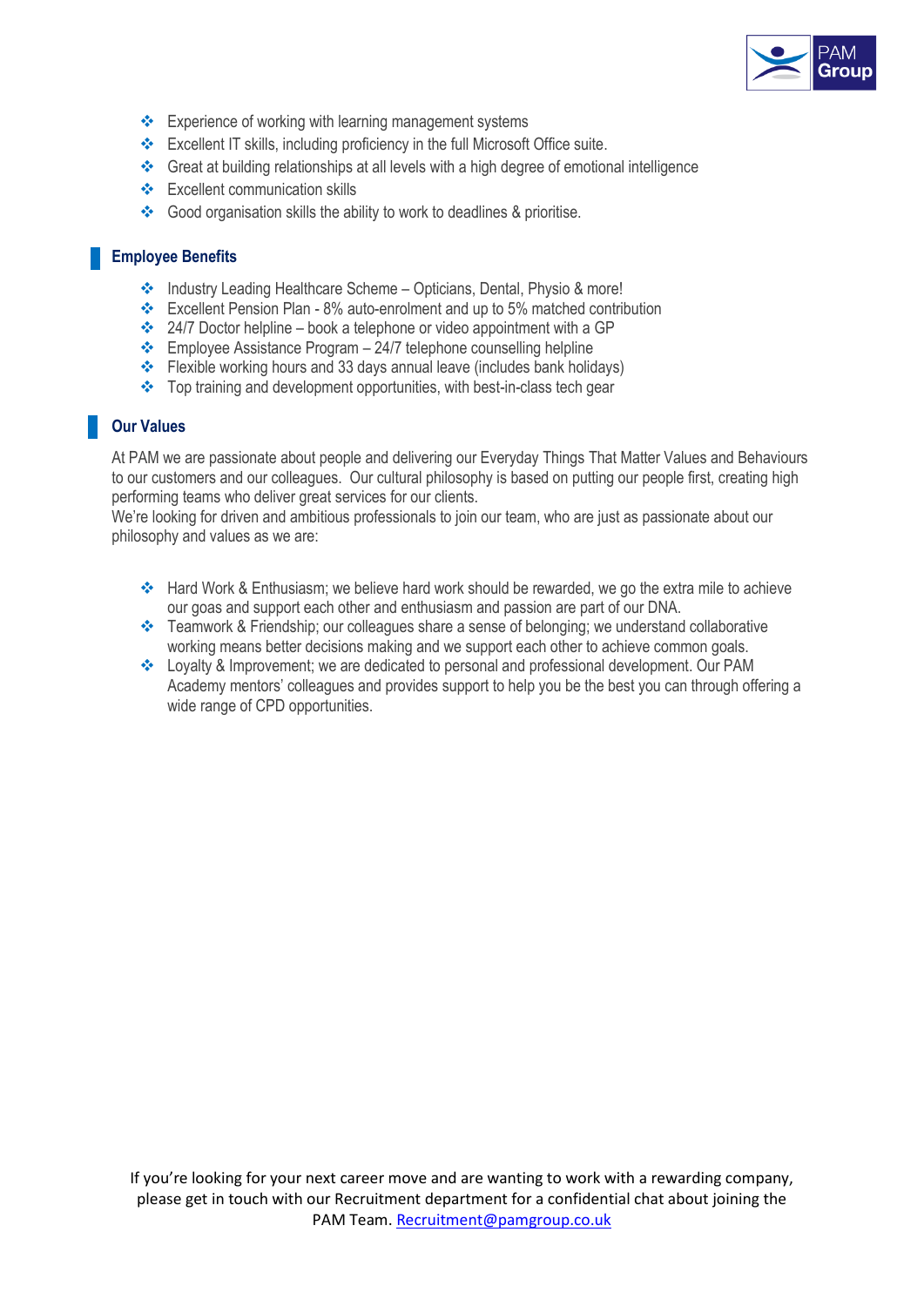- Experience of working with learning management systems
- Excellent IT skills, including proficiency in the full Microsoft Office suite.
- Great at building relationships at all levels with a high degree of emotional intelligence
- Excellent communication skills
- Good organisation skills the ability to work to deadlines & prioritise.

## Employee Benefits

- Industry Leading Healthcare Scheme – Opticians, Dental, Physio & more!
- Excellent Pension Plan - 8% auto-enrolment and up to 5% matched contribution
- 24/7 Doctor helpline – book a telephone or video appointment with a GP
- Employee Assistance Program – 24/7 telephone counselling helpline
- Flexible working hours and 33 days annual leave (includes bank holidays)
- Top training and development opportunities, with best-in-class tech gear

## Our Values

At PAM we are passionate about people and delivering our Everyday Things That Matter Values and Behaviours to our customers and our colleagues. Our cultural philosophy is based on putting our people first, creating high performing teams who deliver great services for our clients.
We're looking for driven and ambitious professionals to join our team, who are just as passionate about our philosophy and values as we are:

- Hard Work & Enthusiasm; we believe hard work should be rewarded, we go the extra mile to achieve our goas and support each other and enthusiasm and passion are part of our DNA.
- Teamwork & Friendship; our colleagues share a sense of belonging; we understand collaborative working means better decisions making and we support each other to achieve common goals.
- Loyalty & Improvement; we are dedicated to personal and professional development. Our PAM Academy mentors' colleagues and provides support to help you be the best you can through offering a wide range of CPD opportunities.

If you're looking for your next career move and are wanting to work with a rewarding company, please get in touch with our Recruitment department for a confidential chat about joining the PAM Team. Recruitment@pamgroup.co.uk